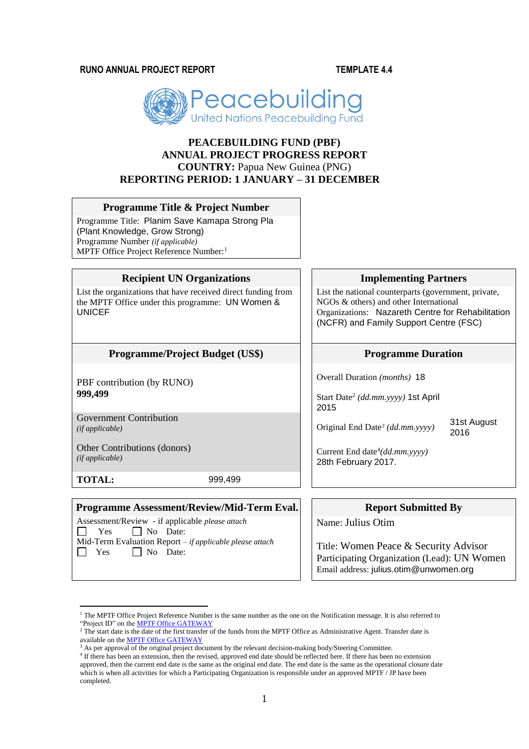RUNO ANNUAL PROJECT REPORT TEMPLATE 4.4

Peacebuilding
United Nations Peacebuilding Fund

# PEACEBUILDING FUND (PBF)
# ANNUAL PROJECT PROGRESS REPORT
# COUNTRY: Papua New Guinea (PNG)
# REPORTING PERIOD: 1 JANUARY – 31 DECEMBER

| Programme Title & Project Number |
|---|
| Programme Title: Planim Save Kamapa Strong Pla (Plant Knowledge, Grow Strong)<br>Programme Number *(if applicable)*<br>MPTF Office Project Reference Number:[1] |

| Recipient UN Organizations | Implementing Partners |
|---|---|
| List the organizations that have received direct funding from the MPTF Office under this programme: UN Women & UNICEF | List the national counterparts (government, private, NGOs & others) and other International Organizations: Nazareth Centre for Rehabilitation (NCFR) and Family Support Centre (FSC) |
| **Programme/Project Budget (US$)** | **Programme Duration** |
| PBF contribution (by RUNO)<br>**999,499** | Overall Duration *(months)* 18 |
| | Start Date[2] *(dd.mm.yyyy)* 1st April 2015 |
| Government Contribution *(if applicable)* | Original End Date[3] *(dd.mm.yyyy)* 31st August 2016 |
| Other Contributions (donors) *(if applicable)* | Current End date[4]*(dd.mm.yyyy)* 28th February 2017. |
| **TOTAL:** 999,499 | |

| Programme Assessment/Review/Mid-Term Eval. | Report Submitted By |
|---|---|
| Assessment/Review - if applicable *please attach*<br>☐ Yes ☐ No Date:<br>Mid-Term Evaluation Report – *if applicable please attach*<br>☐ Yes ☐ No Date: | Name: Julius Otim<br><br>Title: Women Peace & Security Advisor<br>Participating Organization (Lead): UN Women<br>Email address: julius.otim@unwomen.org |

[1] The MPTF Office Project Reference Number is the same number as the one on the Notification message. It is also referred to "Project ID" on the MPTF Office GATEWAY

[2] The start date is the date of the first transfer of the funds from the MPTF Office as Administrative Agent. Transfer date is available on the MPTF Office GATEWAY

[3] As per approval of the original project document by the relevant decision-making body/Steering Committee.

[4] If there has been an extension, then the revised, approved end date should be reflected here. If there has been no extension approved, then the current end date is the same as the original end date. The end date is the same as the operational closure date which is when all activities for which a Participating Organization is responsible under an approved MPTF / JP have been completed.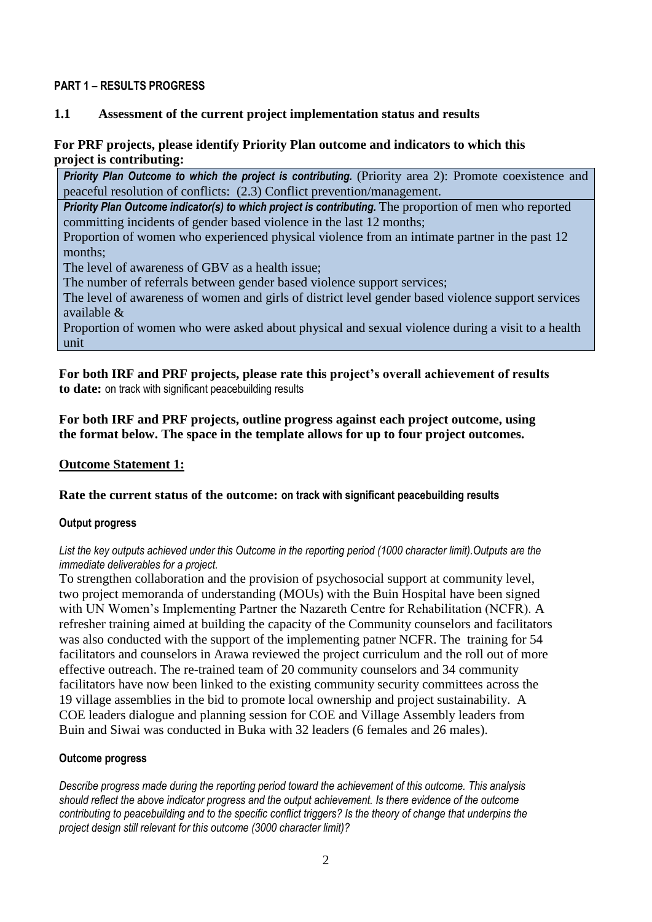**PART 1 – RESULTS PROGRESS**

## 1.1 Assessment of the current project implementation status and results

**For PRF projects, please identify Priority Plan outcome and indicators to which this project is contributing:**

| ***Priority Plan Outcome to which the project is contributing.*** (Priority area 2): Promote coexistence and peaceful resolution of conflicts: (2.3) Conflict prevention/management. |
|---|
| ***Priority Plan Outcome indicator(s) to which project is contributing.*** The proportion of men who reported committing incidents of gender based violence in the last 12 months; Proportion of women who experienced physical violence from an intimate partner in the past 12 months; The level of awareness of GBV as a health issue; The number of referrals between gender based violence support services; The level of awareness of women and girls of district level gender based violence support services available & Proportion of women who were asked about physical and sexual violence during a visit to a health unit |

**For both IRF and PRF projects, please rate this project's overall achievement of results to date:** on track with significant peacebuilding results

**For both IRF and PRF projects, outline progress against each project outcome, using the format below. The space in the template allows for up to four project outcomes.**

**<u>Outcome Statement 1:</u>**

**Rate the current status of the outcome: on track with significant peacebuilding results**

**Output progress**

*List the key outputs achieved under this Outcome in the reporting period (1000 character limit).Outputs are the immediate deliverables for a project.*

To strengthen collaboration and the provision of psychosocial support at community level, two project memoranda of understanding (MOUs) with the Buin Hospital have been signed with UN Women's Implementing Partner the Nazareth Centre for Rehabilitation (NCFR). A refresher training aimed at building the capacity of the Community counselors and facilitators was also conducted with the support of the implementing patner NCFR. The training for 54 facilitators and counselors in Arawa reviewed the project curriculum and the roll out of more effective outreach. The re-trained team of 20 community counselors and 34 community facilitators have now been linked to the existing community security committees across the 19 village assemblies in the bid to promote local ownership and project sustainability. A COE leaders dialogue and planning session for COE and Village Assembly leaders from Buin and Siwai was conducted in Buka with 32 leaders (6 females and 26 males).

**Outcome progress**

*Describe progress made during the reporting period toward the achievement of this outcome. This analysis should reflect the above indicator progress and the output achievement. Is there evidence of the outcome contributing to peacebuilding and to the specific conflict triggers? Is the theory of change that underpins the project design still relevant for this outcome (3000 character limit)?*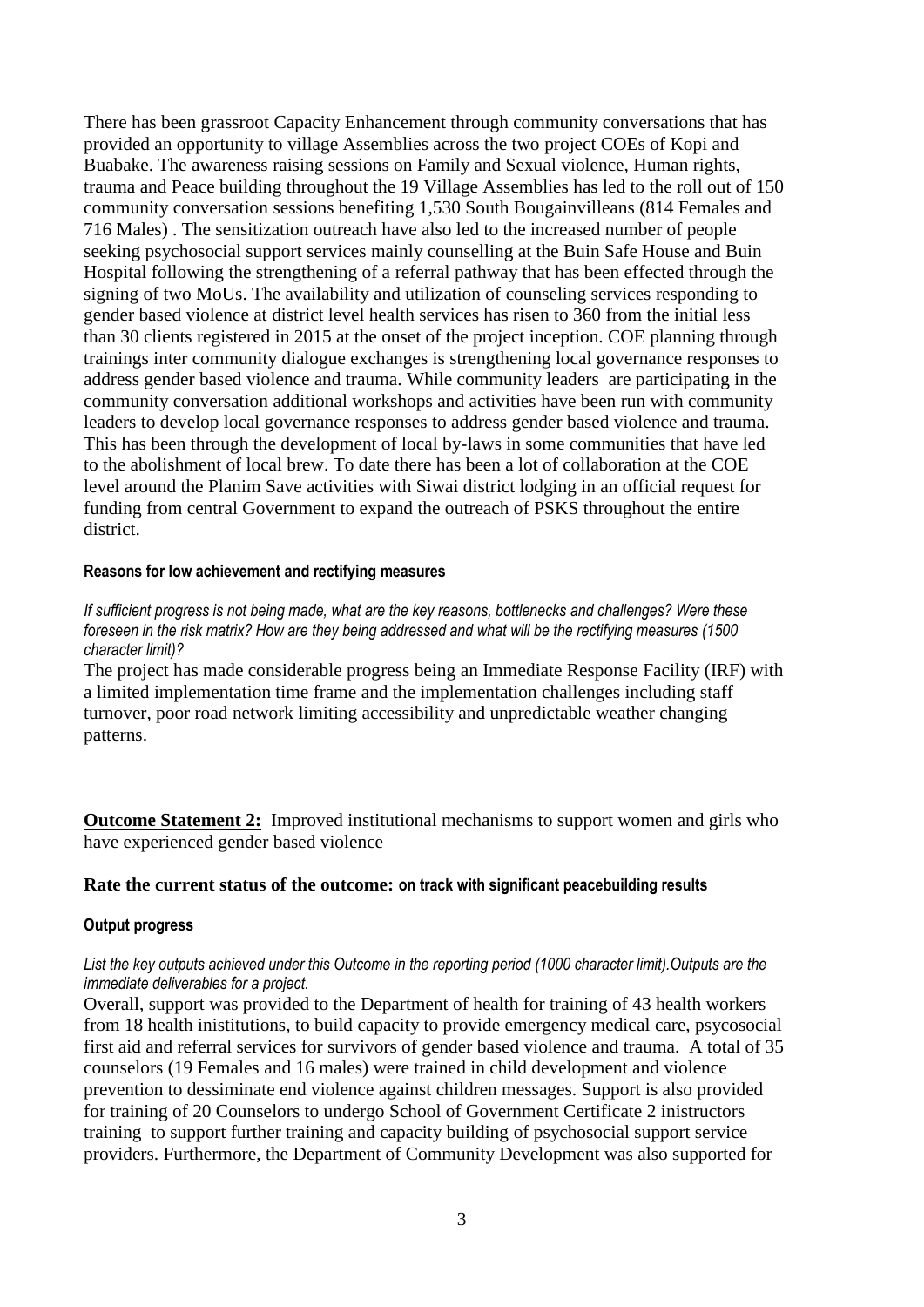There has been grassroot Capacity Enhancement through community conversations that has provided an opportunity to village Assemblies across the two project COEs of Kopi and Buabake. The awareness raising sessions on Family and Sexual violence, Human rights, trauma and Peace building throughout the 19 Village Assemblies has led to the roll out of 150 community conversation sessions benefiting 1,530 South Bougainvilleans (814 Females and 716 Males) . The sensitization outreach have also led to the increased number of people seeking psychosocial support services mainly counselling at the Buin Safe House and Buin Hospital following the strengthening of a referral pathway that has been effected through the signing of two MoUs. The availability and utilization of counseling services responding to gender based violence at district level health services has risen to 360 from the initial less than 30 clients registered in 2015 at the onset of the project inception. COE planning through trainings inter community dialogue exchanges is strengthening local governance responses to address gender based violence and trauma. While community leaders are participating in the community conversation additional workshops and activities have been run with community leaders to develop local governance responses to address gender based violence and trauma. This has been through the development of local by-laws in some communities that have led to the abolishment of local brew. To date there has been a lot of collaboration at the COE level around the Planim Save activities with Siwai district lodging in an official request for funding from central Government to expand the outreach of PSKS throughout the entire district.

#### Reasons for low achievement and rectifying measures

*If sufficient progress is not being made, what are the key reasons, bottlenecks and challenges? Were these foreseen in the risk matrix? How are they being addressed and what will be the rectifying measures (1500 character limit)?*

The project has made considerable progress being an Immediate Response Facility (IRF) with a limited implementation time frame and the implementation challenges including staff turnover, poor road network limiting accessibility and unpredictable weather changing patterns.

**Outcome Statement 2:** Improved institutional mechanisms to support women and girls who have experienced gender based violence

### Rate the current status of the outcome: on track with significant peacebuilding results

#### Output progress

*List the key outputs achieved under this Outcome in the reporting period (1000 character limit).Outputs are the immediate deliverables for a project.*

Overall, support was provided to the Department of health for training of 43 health workers from 18 health inistitutions, to build capacity to provide emergency medical care, psycosocial first aid and referral services for survivors of gender based violence and trauma. A total of 35 counselors (19 Females and 16 males) were trained in child development and violence prevention to dessiminate end violence against children messages. Support is also provided for training of 20 Counselors to undergo School of Government Certificate 2 inistructors training to support further training and capacity building of psychosocial support service providers. Furthermore, the Department of Community Development was also supported for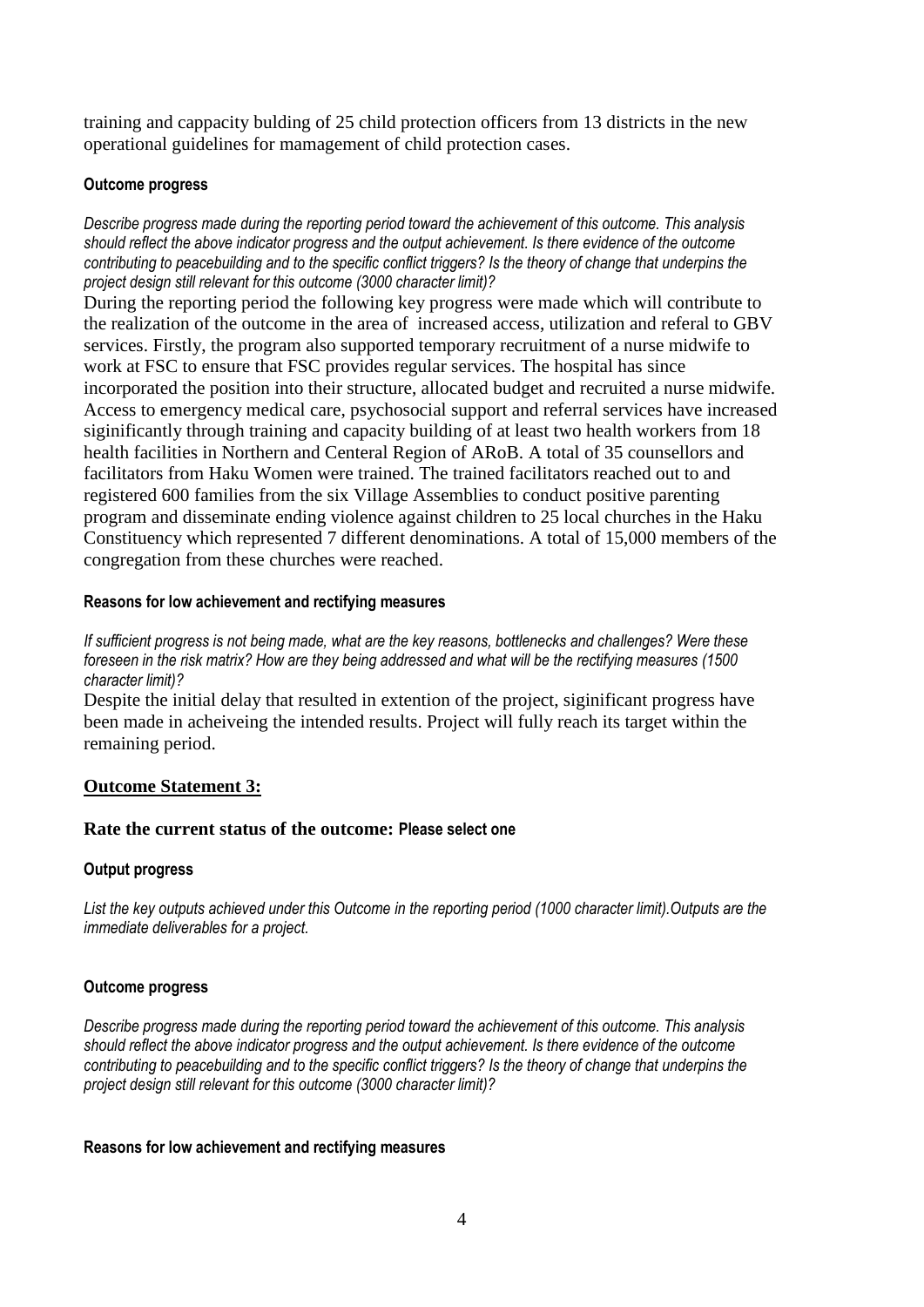training and cappacity bulding of 25 child protection officers from 13 districts in the new operational guidelines for mamagement of child protection cases.

**Outcome progress**

*Describe progress made during the reporting period toward the achievement of this outcome. This analysis should reflect the above indicator progress and the output achievement. Is there evidence of the outcome contributing to peacebuilding and to the specific conflict triggers? Is the theory of change that underpins the project design still relevant for this outcome (3000 character limit)?*

During the reporting period the following key progress were made which will contribute to the realization of the outcome in the area of increased access, utilization and referal to GBV services. Firstly, the program also supported temporary recruitment of a nurse midwife to work at FSC to ensure that FSC provides regular services. The hospital has since incorporated the position into their structure, allocated budget and recruited a nurse midwife. Access to emergency medical care, psychosocial support and referral services have increased siginificantly through training and capacity building of at least two health workers from 18 health facilities in Northern and Centeral Region of ARoB. A total of 35 counsellors and facilitators from Haku Women were trained. The trained facilitators reached out to and registered 600 families from the six Village Assemblies to conduct positive parenting program and disseminate ending violence against children to 25 local churches in the Haku Constituency which represented 7 different denominations. A total of 15,000 members of the congregation from these churches were reached.

**Reasons for low achievement and rectifying measures**

*If sufficient progress is not being made, what are the key reasons, bottlenecks and challenges? Were these foreseen in the risk matrix? How are they being addressed and what will be the rectifying measures (1500 character limit)?*

Despite the initial delay that resulted in extention of the project, siginificant progress have been made in acheiveing the intended results. Project will fully reach its target within the remaining period.

## Outcome Statement 3:

**Rate the current status of the outcome: Please select one**

**Output progress**

*List the key outputs achieved under this Outcome in the reporting period (1000 character limit).Outputs are the immediate deliverables for a project.*

**Outcome progress**

*Describe progress made during the reporting period toward the achievement of this outcome. This analysis should reflect the above indicator progress and the output achievement. Is there evidence of the outcome contributing to peacebuilding and to the specific conflict triggers? Is the theory of change that underpins the project design still relevant for this outcome (3000 character limit)?*

**Reasons for low achievement and rectifying measures**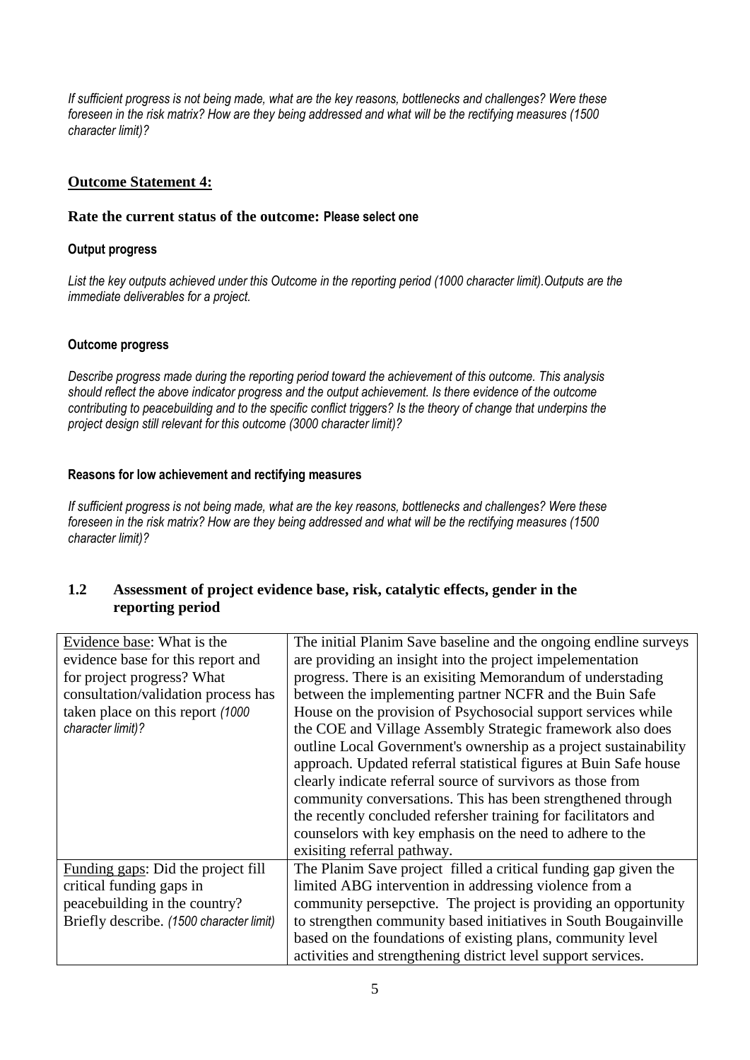*If sufficient progress is not being made, what are the key reasons, bottlenecks and challenges? Were these foreseen in the risk matrix? How are they being addressed and what will be the rectifying measures (1500 character limit)?*

**Outcome Statement 4:**

**Rate the current status of the outcome: Please select one**

**Output progress**

*List the key outputs achieved under this Outcome in the reporting period (1000 character limit).Outputs are the immediate deliverables for a project.*

**Outcome progress**

*Describe progress made during the reporting period toward the achievement of this outcome. This analysis should reflect the above indicator progress and the output achievement. Is there evidence of the outcome contributing to peacebuilding and to the specific conflict triggers? Is the theory of change that underpins the project design still relevant for this outcome (3000 character limit)?*

**Reasons for low achievement and rectifying measures**

*If sufficient progress is not being made, what are the key reasons, bottlenecks and challenges? Were these foreseen in the risk matrix? How are they being addressed and what will be the rectifying measures (1500 character limit)?*

## 1.2 Assessment of project evidence base, risk, catalytic effects, gender in the reporting period

| | |
|---|---|
| Evidence base: What is the evidence base for this report and for project progress? What consultation/validation process has taken place on this report *(1000 character limit)?* | The initial Planim Save baseline and the ongoing endline surveys are providing an insight into the project impelementation progress. There is an exisiting Memorandum of understading between the implementing partner NCFR and the Buin Safe House on the provision of Psychosocial support services while the COE and Village Assembly Strategic framework also does outline Local Government's ownership as a project sustainability approach. Updated referral statistical figures at Buin Safe house clearly indicate referral source of survivors as those from community conversations. This has been strengthened through the recently concluded refersher training for facilitators and counselors with key emphasis on the need to adhere to the exisiting referral pathway. |
| Funding gaps: Did the project fill critical funding gaps in peacebuilding in the country? Briefly describe. *(1500 character limit)* | The Planim Save project filled a critical funding gap given the limited ABG intervention in addressing violence from a community persepctive. The project is providing an opportunity to strengthen community based initiatives in South Bougainville based on the foundations of existing plans, community level activities and strengthening district level support services. |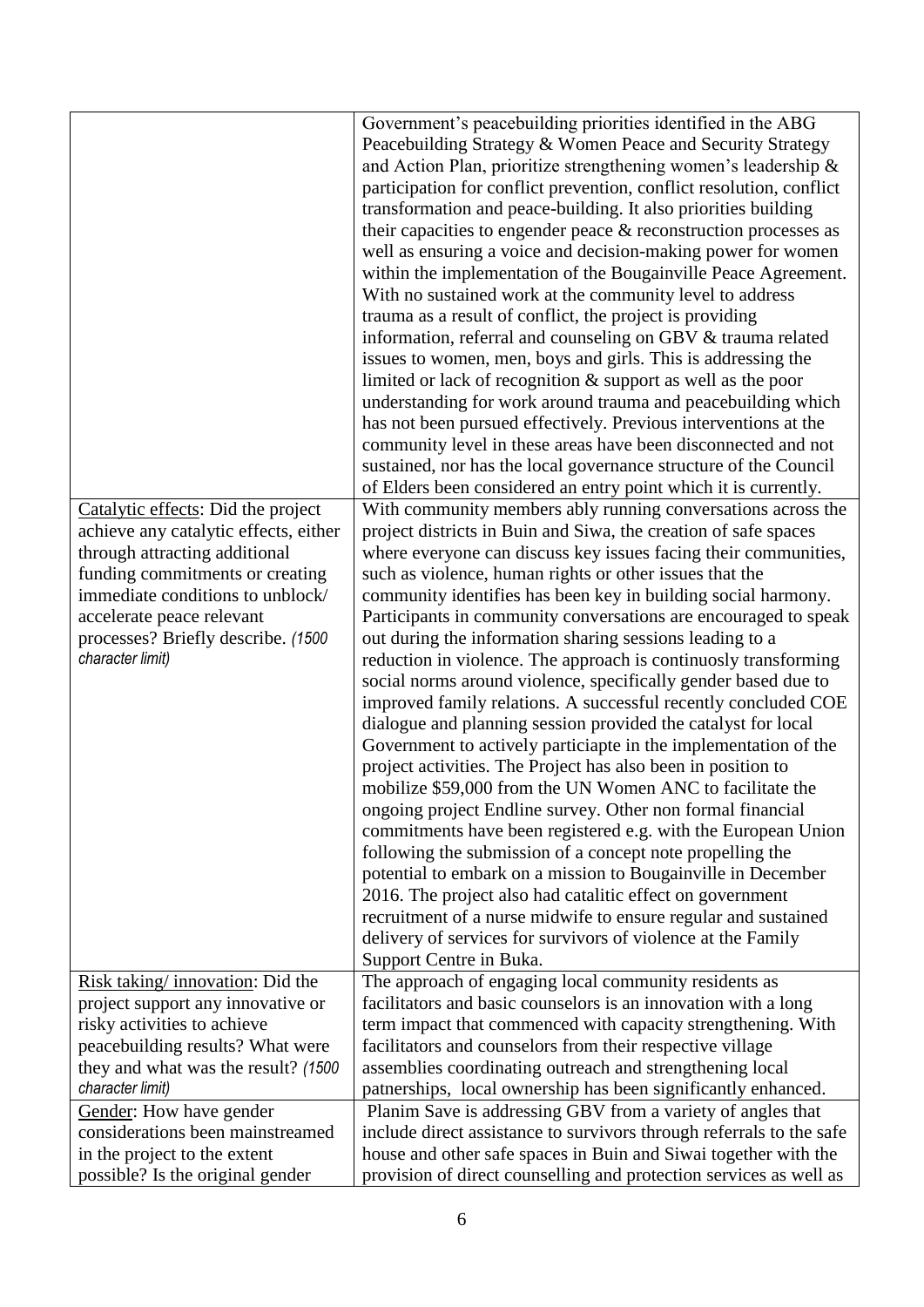| | |
|---|---|
| | Government's peacebuilding priorities identified in the ABG Peacebuilding Strategy & Women Peace and Security Strategy and Action Plan, prioritize strengthening women's leadership & participation for conflict prevention, conflict resolution, conflict transformation and peace-building. It also priorities building their capacities to engender peace & reconstruction processes as well as ensuring a voice and decision-making power for women within the implementation of the Bougainville Peace Agreement. With no sustained work at the community level to address trauma as a result of conflict, the project is providing information, referral and counseling on GBV & trauma related issues to women, men, boys and girls. This is addressing the limited or lack of recognition & support as well as the poor understanding for work around trauma and peacebuilding which has not been pursued effectively. Previous interventions at the community level in these areas have been disconnected and not sustained, nor has the local governance structure of the Council of Elders been considered an entry point which it is currently. |
| Catalytic effects: Did the project achieve any catalytic effects, either through attracting additional funding commitments or creating immediate conditions to unblock/ accelerate peace relevant processes? Briefly describe. *(1500 character limit)* | With community members ably running conversations across the project districts in Buin and Siwa, the creation of safe spaces where everyone can discuss key issues facing their communities, such as violence, human rights or other issues that the community identifies has been key in building social harmony. Participants in community conversations are encouraged to speak out during the information sharing sessions leading to a reduction in violence. The approach is continuously transforming social norms around violence, specifically gender based due to improved family relations. A successful recently concluded COE dialogue and planning session provided the catalyst for local Government to actively particiapte in the implementation of the project activities. The Project has also been in position to mobilize $59,000 from the UN Women ANC to facilitate the ongoing project Endline survey. Other non formal financial commitments have been registered e.g. with the European Union following the submission of a concept note propelling the potential to embark on a mission to Bougainville in December 2016. The project also had catalitic effect on government recruitment of a nurse midwife to ensure regular and sustained delivery of services for survivors of violence at the Family Support Centre in Buka. |
| Risk taking/ innovation: Did the project support any innovative or risky activities to achieve peacebuilding results? What were they and what was the result? *(1500 character limit)* | The approach of engaging local community residents as facilitators and basic counselors is an innovation with a long term impact that commenced with capacity strengthening. With facilitators and counselors from their respective village assemblies coordinating outreach and strengthening local patnerships, local ownership has been significantly enhanced. |
| Gender: How have gender considerations been mainstreamed in the project to the extent possible? Is the original gender | Planim Save is addressing GBV from a variety of angles that include direct assistance to survivors through referrals to the safe house and other safe spaces in Buin and Siwai together with the provision of direct counselling and protection services as well as |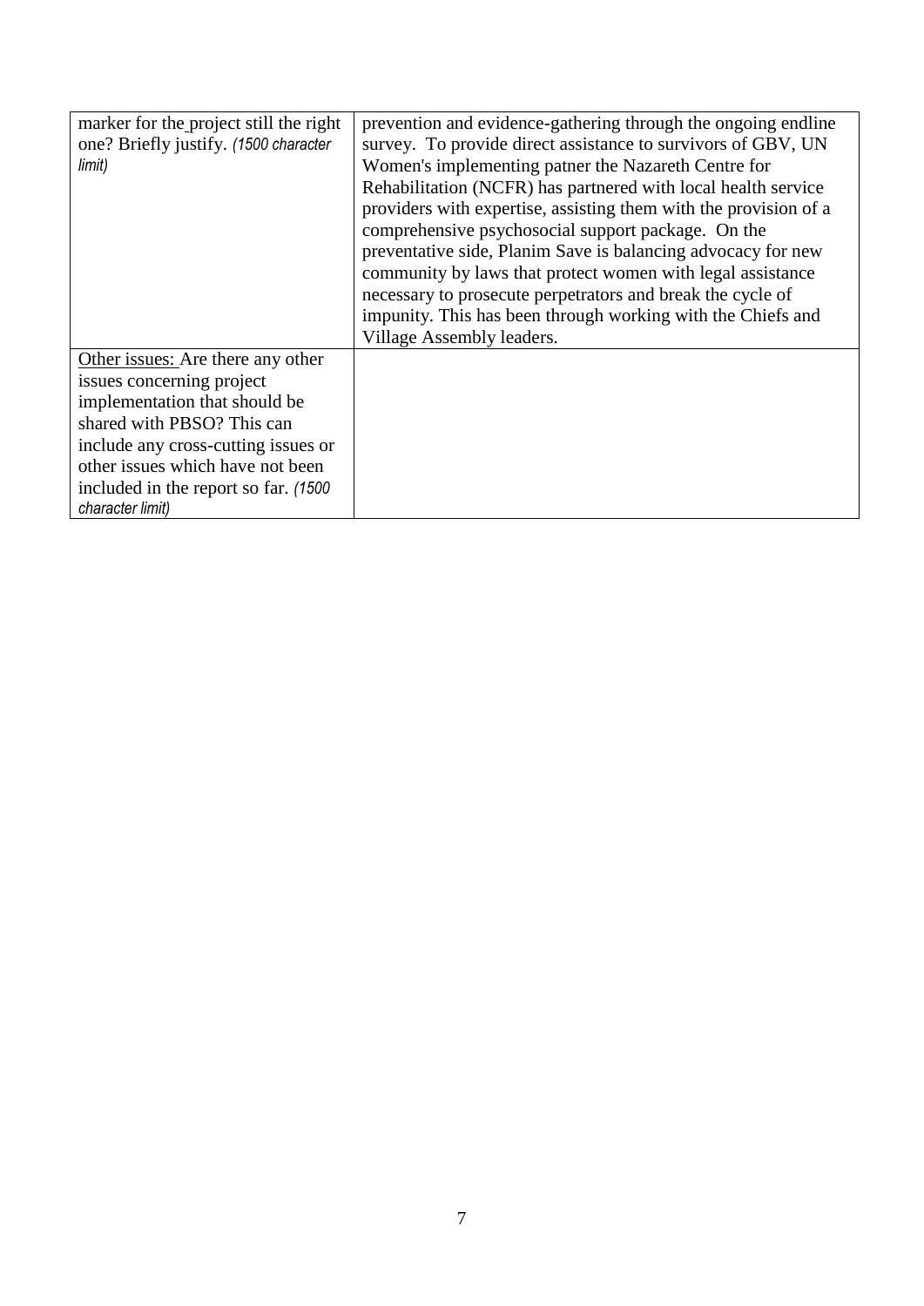| | |
|---|---|
| marker for the project still the right one? Briefly justify. *(1500 character limit)* | prevention and evidence-gathering through the ongoing endline survey. To provide direct assistance to survivors of GBV, UN Women's implementing patner the Nazareth Centre for Rehabilitation (NCFR) has partnered with local health service providers with expertise, assisting them with the provision of a comprehensive psychosocial support package. On the preventative side, Planim Save is balancing advocacy for new community by laws that protect women with legal assistance necessary to prosecute perpetrators and break the cycle of impunity. This has been through working with the Chiefs and Village Assembly leaders. |
| Other issues: Are there any other issues concerning project implementation that should be shared with PBSO? This can include any cross-cutting issues or other issues which have not been included in the report so far. *(1500 character limit)* | |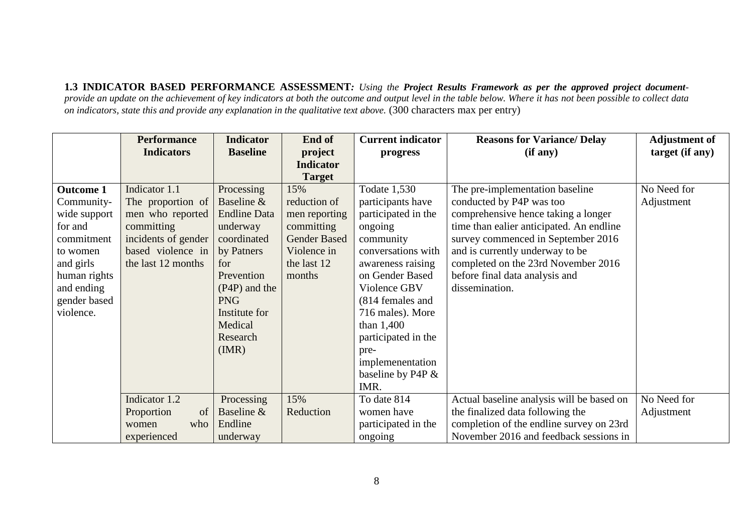**1.3 INDICATOR BASED PERFORMANCE ASSESSMENT***: Using the* ***Project Results Framework as per the approved project document****- provide an update on the achievement of key indicators at both the outcome and output level in the table below. Where it has not been possible to collect data on indicators, state this and provide any explanation in the qualitative text above.* (300 characters max per entry)

| | Performance Indicators | Indicator Baseline | End of project Indicator Target | Current indicator progress | Reasons for Variance/ Delay (if any) | Adjustment of target (if any) |
|---|---|---|---|---|---|---|
| **Outcome 1** Community-wide support for and commitment to women and girls human rights and ending gender based violence. | Indicator 1.1 The proportion of men who reported committing incidents of gender based violence in the last 12 months | Processing Baseline & Endline Data underway coordinated by Patners for Prevention (P4P) and the PNG Institute for Medical Research (IMR) | 15% reduction of men reporting committing Gender Based Violence in the last 12 months | Todate 1,530 participants have participated in the ongoing community conversations with awareness raising on Gender Based Violence GBV (814 females and 716 males). More than 1,400 participated in the pre-implemenentation baseline by P4P & IMR. | The pre-implementation baseline conducted by P4P was too comprehensive hence taking a longer time than ealier anticipated. An endline survey commenced in September 2016 and is currently underway to be completed on the 23rd November 2016 before final data analysis and dissemination. | No Need for Adjustment |
| | Indicator 1.2 Proportion of women who experienced | Processing Baseline & Endline underway | 15% Reduction | To date 814 women have participated in the ongoing | Actual baseline analysis will be based on the finalized data following the completion of the endline survey on 23rd November 2016 and feedback sessions in | No Need for Adjustment |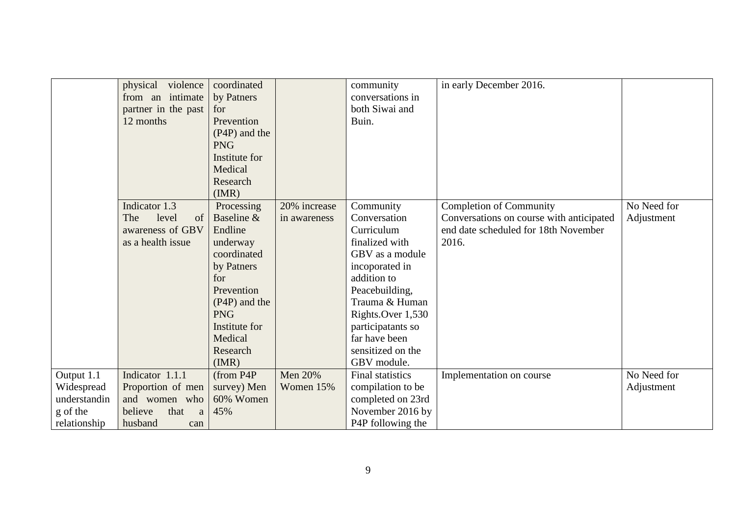|  |  |  |  |  |  |  |
|---|---|---|---|---|---|---|
|  | physical violence from an intimate partner in the past 12 months | coordinated by Patners for Prevention (P4P) and the PNG Institute for Medical Research (IMR) |  | community conversations in both Siwai and Buin. | in early December 2016. |  |
|  | Indicator 1.3 The level of awareness of GBV as a health issue | Processing Baseline & Endline underway coordinated by Patners for Prevention (P4P) and the PNG Institute for Medical Research (IMR) | 20% increase in awareness | Community Conversation Curriculum finalized with GBV as a module incoporated in addition to Peacebuilding, Trauma & Human Rights.Over 1,530 participatants so far have been sensitized on the GBV module. | Completion of Community Conversations on course with anticipated end date scheduled for 18th November 2016. | No Need for Adjustment |
| Output 1.1 Widespread understandin g of the relationship | Indicator 1.1.1 Proportion of men and women who believe that a husband can | (from P4P survey) Men 60% Women 45% | Men 20% Women 15% | Final statistics compilation to be completed on 23rd November 2016 by P4P following the | Implementation on course | No Need for Adjustment |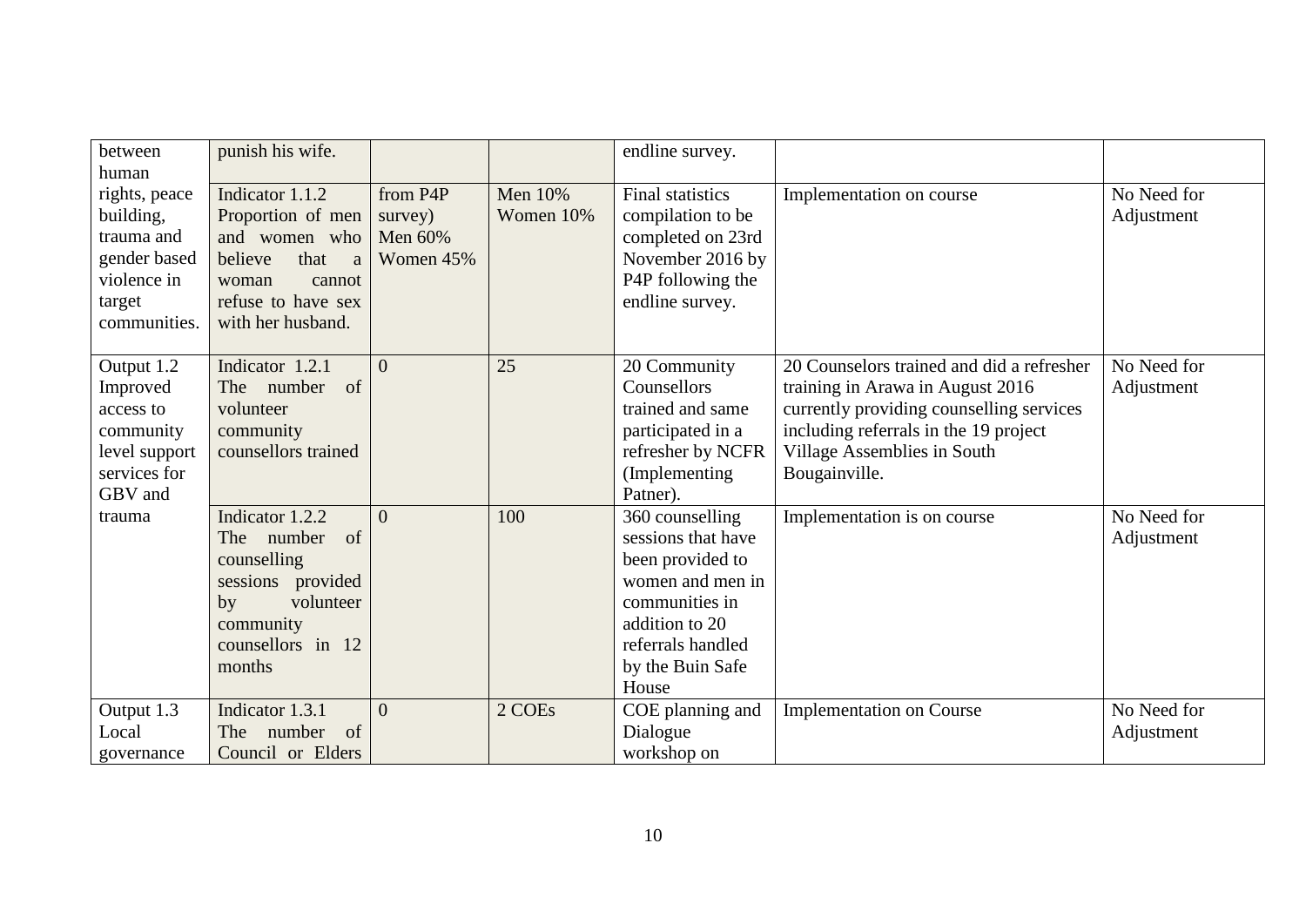| between human rights, peace building, trauma and gender based violence in target communities. | punish his wife. | | | endline survey. | | |
|---|---|---|---|---|---|---|
| | Indicator 1.1.2 Proportion of men and women who believe that a woman cannot refuse to have sex with her husband. | from P4P survey) Men 60% Women 45% | Men 10% Women 10% | Final statistics compilation to be completed on 23rd November 2016 by P4P following the endline survey. | Implementation on course | No Need for Adjustment |
| Output 1.2 Improved access to community level support services for GBV and trauma | Indicator 1.2.1 The number of volunteer community counsellors trained | 0 | 25 | 20 Community Counsellors trained and same participated in a refresher by NCFR (Implementing Patner). | 20 Counselors trained and did a refresher training in Arawa in August 2016 currently providing counselling services including referrals in the 19 project Village Assemblies in South Bougainville. | No Need for Adjustment |
| | Indicator 1.2.2 The number of counselling sessions provided by volunteer community counsellors in 12 months | 0 | 100 | 360 counselling sessions that have been provided to women and men in communities in addition to 20 referrals handled by the Buin Safe House | Implementation is on course | No Need for Adjustment |
| Output 1.3 Local governance | Indicator 1.3.1 The number of Council or Elders | 0 | 2 COEs | COE planning and Dialogue workshop on | Implementation on Course | No Need for Adjustment |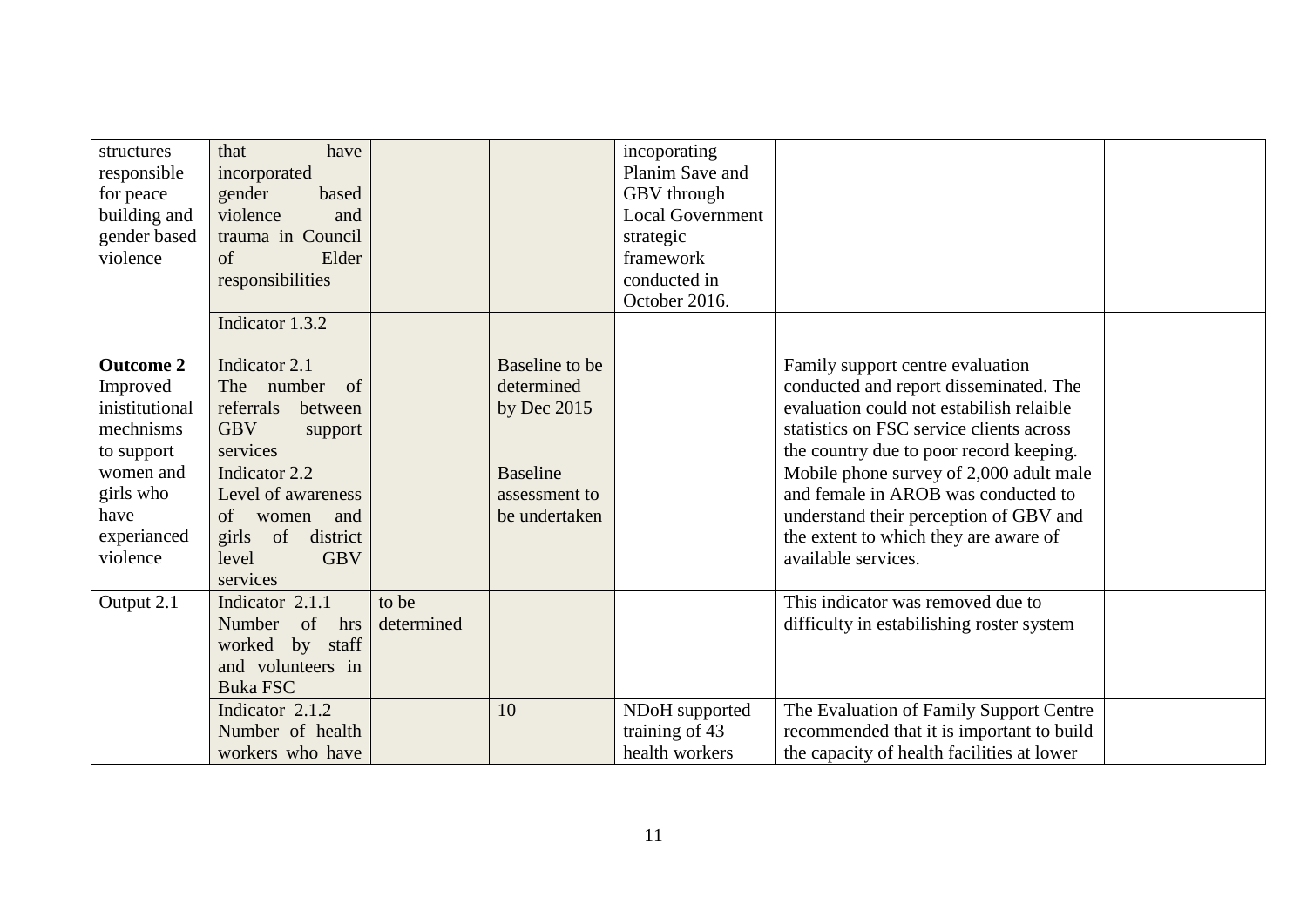| | | | | | | |
|---|---|---|---|---|---|---|
| structures responsible for peace building and gender based violence | that have incorporated gender based violence and trauma in Council of Elder responsibilities | | | incoporating Planim Save and GBV through Local Government strategic framework conducted in October 2016. | | |
| | Indicator 1.3.2 | | | | | |
| **Outcome 2** Improved inistitutional mechnisms to support women and girls who have experianced violence | Indicator 2.1 The number of referrals between GBV support services | | Baseline to be determined by Dec 2015 | | Family support centre evaluation conducted and report disseminated. The evaluation could not estabilish relaible statistics on FSC service clients across the country due to poor record keeping. | |
| | Indicator 2.2 Level of awareness of women and girls of district level GBV services | | Baseline assessment to be undertaken | | Mobile phone survey of 2,000 adult male and female in AROB was conducted to understand their perception of GBV and the extent to which they are aware of available services. | |
| Output 2.1 | Indicator 2.1.1 Number of hrs worked by staff and volunteers in Buka FSC | to be determined | | | This indicator was removed due to difficulty in estabilishing roster system | |
| | Indicator 2.1.2 Number of health workers who have | | 10 | NDoH supported training of 43 health workers | The Evaluation of Family Support Centre recommended that it is important to build the capacity of health facilities at lower | |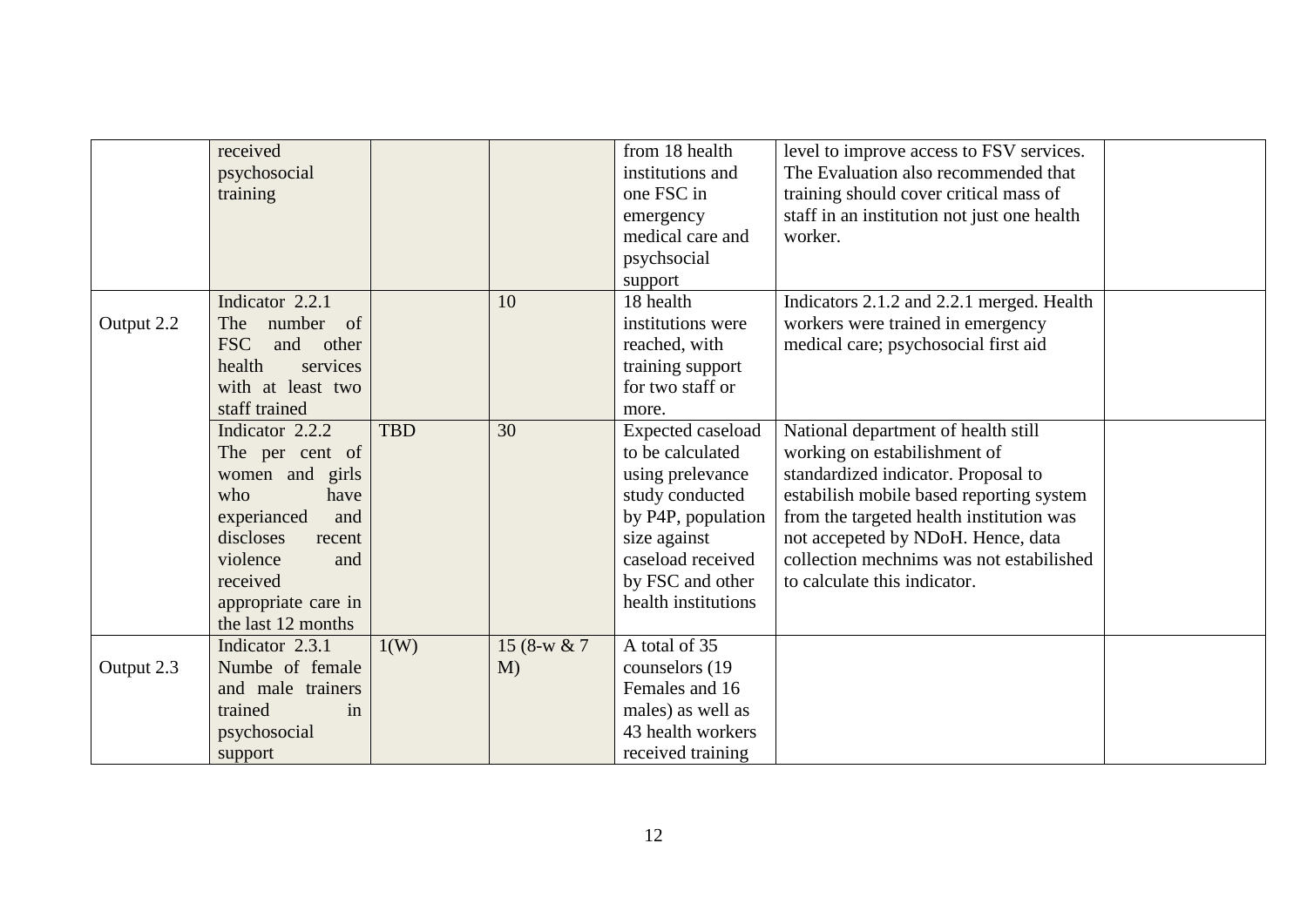| | | | | | | |
|---|---|---|---|---|---|---|
| | received psychosocial training | | | from 18 health institutions and one FSC in emergency medical care and psychsocial support | level to improve access to FSV services. The Evaluation also recommended that training should cover critical mass of staff in an institution not just one health worker. | |
| Output 2.2 | Indicator 2.2.1 The number of FSC and other health services with at least two staff trained | | 10 | 18 health institutions were reached, with training support for two staff or more. | Indicators 2.1.2 and 2.2.1 merged. Health workers were trained in emergency medical care; psychosocial first aid | |
| | Indicator 2.2.2 The per cent of women and girls who have experianced and discloses recent violence and received appropriate care in the last 12 months | TBD | 30 | Expected caseload to be calculated using prelevance study conducted by P4P, population size against caseload received by FSC and other health institutions | National department of health still working on estabilishment of standardized indicator. Proposal to estabilish mobile based reporting system from the targeted health institution was not accepeted by NDoH. Hence, data collection mechnims was not estabilished to calculate this indicator. | |
| Output 2.3 | Indicator 2.3.1 Numbe of female and male trainers trained in psychosocial support | 1(W) | 15 (8-w & 7 M) | A total of 35 counselors (19 Females and 16 males) as well as 43 health workers received training | | |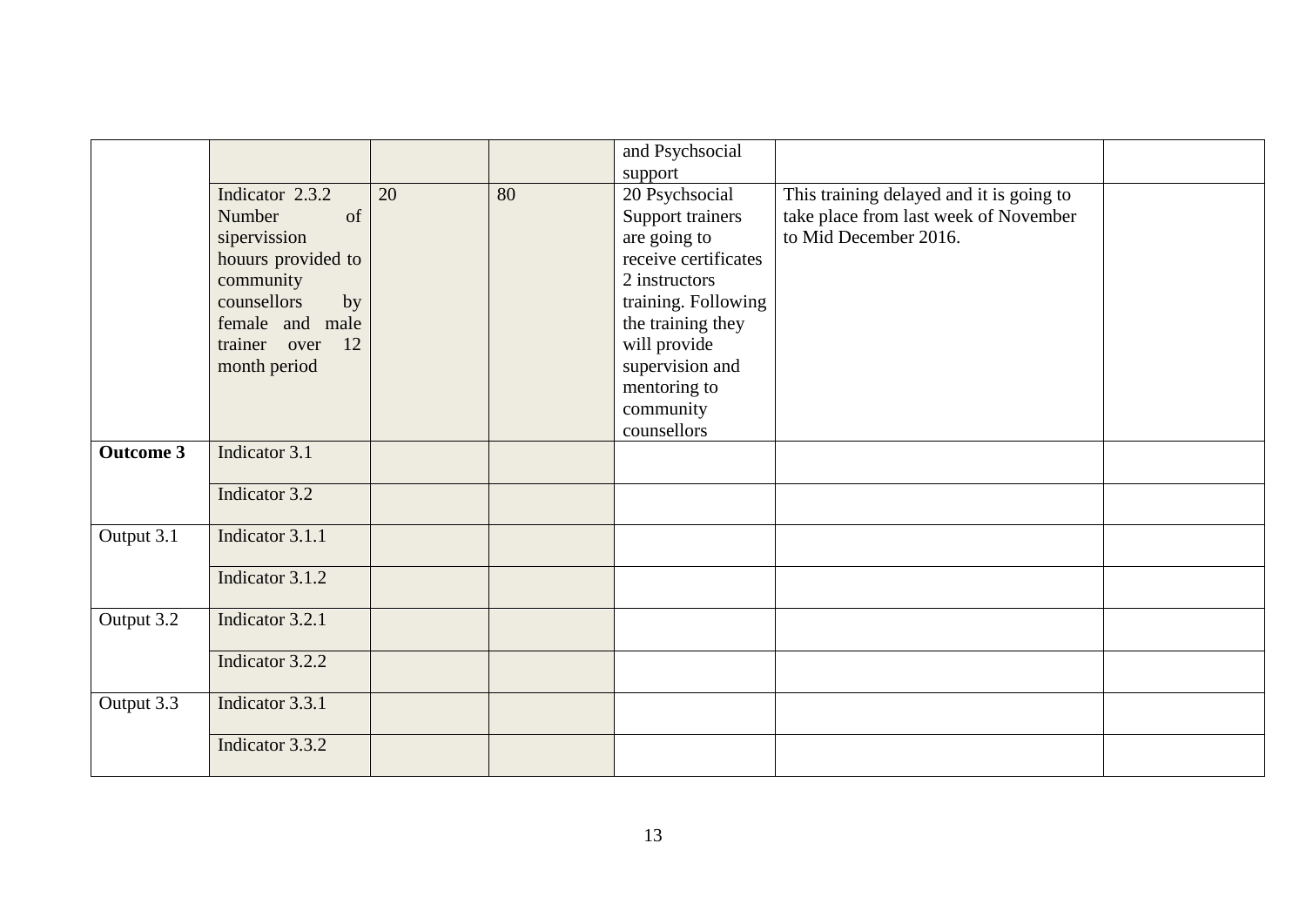| | | | | | | |
|---|---|---|---|---|---|---|
| | | | | and Psychsocial support | | |
| | Indicator 2.3.2 Number of sipervission houurs provided to community counsellors by female and male trainer over 12 month period | 20 | 80 | 20 Psychsocial Support trainers are going to receive certificates 2 instructors training. Following the training they will provide supervision and mentoring to community counsellors | This training delayed and it is going to take place from last week of November to Mid December 2016. | |
| **Outcome 3** | Indicator 3.1 | | | | | |
| | Indicator 3.2 | | | | | |
| Output 3.1 | Indicator 3.1.1 | | | | | |
| | Indicator 3.1.2 | | | | | |
| Output 3.2 | Indicator 3.2.1 | | | | | |
| | Indicator 3.2.2 | | | | | |
| Output 3.3 | Indicator 3.3.1 | | | | | |
| | Indicator 3.3.2 | | | | | |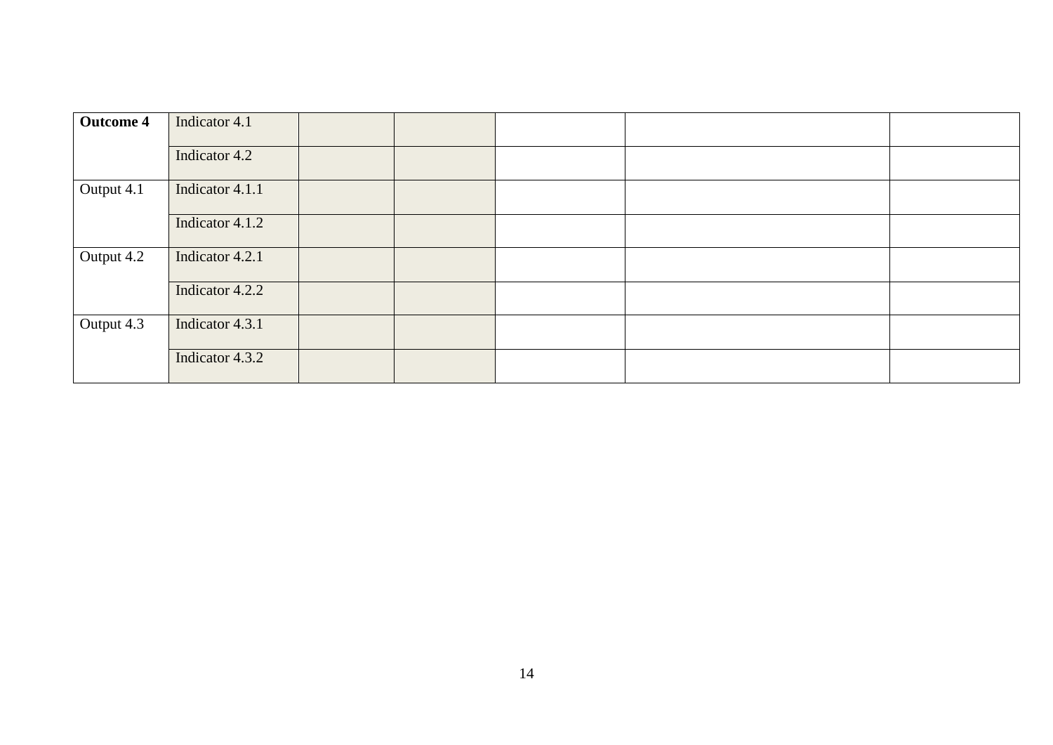| **Outcome 4** | Indicator 4.1 | | | | | |
|---|---|---|---|---|---|---|
| | Indicator 4.2 | | | | | |
| Output 4.1 | Indicator 4.1.1 | | | | | |
| | Indicator 4.1.2 | | | | | |
| Output 4.2 | Indicator 4.2.1 | | | | | |
| | Indicator 4.2.2 | | | | | |
| Output 4.3 | Indicator 4.3.1 | | | | | |
| | Indicator 4.3.2 | | | | | |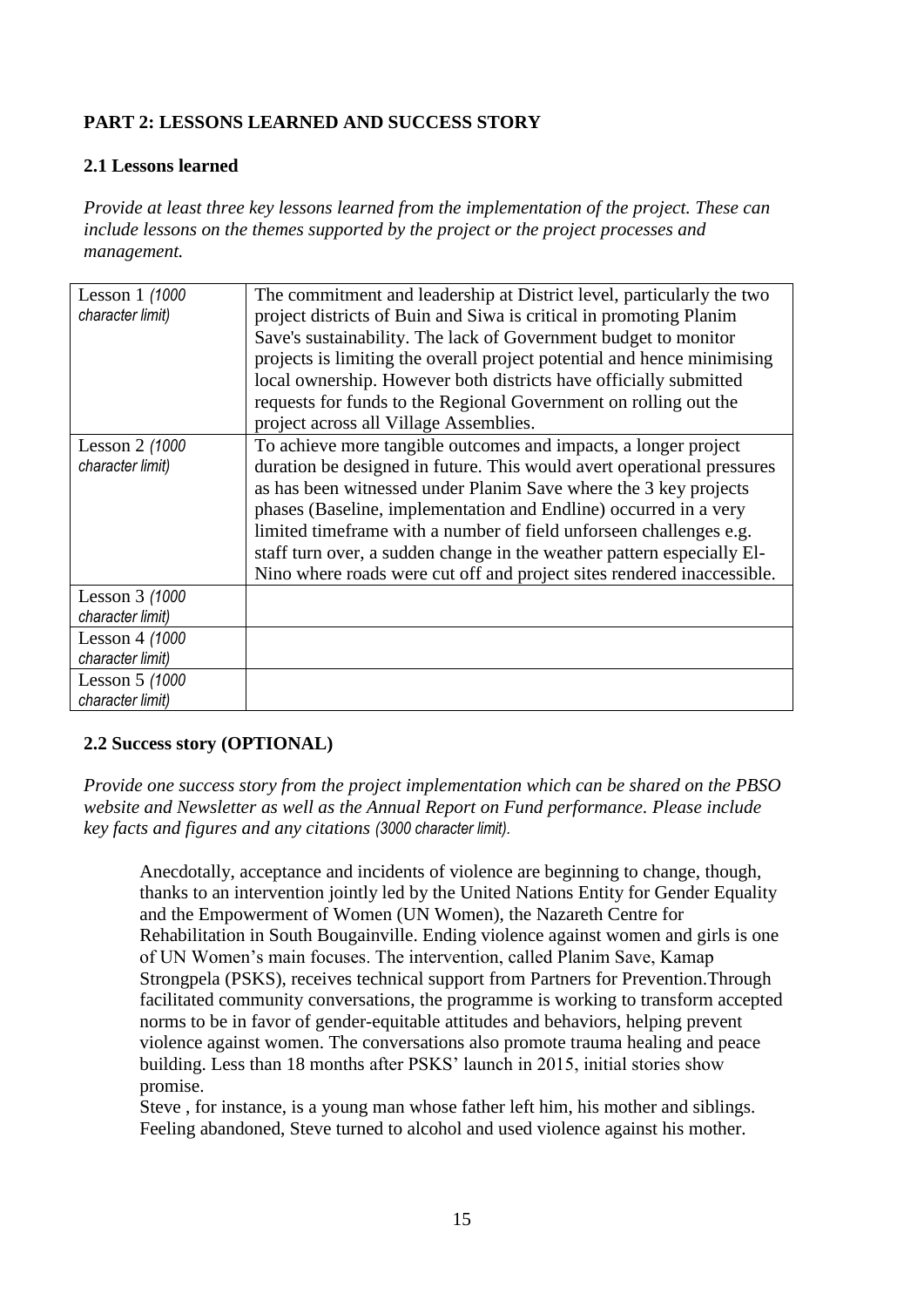**PART 2: LESSONS LEARNED AND SUCCESS STORY**

**2.1 Lessons learned**

*Provide at least three key lessons learned from the implementation of the project. These can include lessons on the themes supported by the project or the project processes and management.*

| | |
|---|---|
| Lesson 1 *(1000 character limit)* | The commitment and leadership at District level, particularly the two project districts of Buin and Siwa is critical in promoting Planim Save's sustainability. The lack of Government budget to monitor projects is limiting the overall project potential and hence minimising local ownership. However both districts have officially submitted requests for funds to the Regional Government on rolling out the project across all Village Assemblies. |
| Lesson 2 *(1000 character limit)* | To achieve more tangible outcomes and impacts, a longer project duration be designed in future. This would avert operational pressures as has been witnessed under Planim Save where the 3 key projects phases (Baseline, implementation and Endline) occurred in a very limited timeframe with a number of field unforseen challenges e.g. staff turn over, a sudden change in the weather pattern especially El-Nino where roads were cut off and project sites rendered inaccessible. |
| Lesson 3 *(1000 character limit)* | |
| Lesson 4 *(1000 character limit)* | |
| Lesson 5 *(1000 character limit)* | |

**2.2 Success story (OPTIONAL)**

*Provide one success story from the project implementation which can be shared on the PBSO website and Newsletter as well as the Annual Report on Fund performance. Please include key facts and figures and any citations (3000 character limit).*

Anecdotally, acceptance and incidents of violence are beginning to change, though, thanks to an intervention jointly led by the United Nations Entity for Gender Equality and the Empowerment of Women (UN Women), the Nazareth Centre for Rehabilitation in South Bougainville. Ending violence against women and girls is one of UN Women's main focuses. The intervention, called Planim Save, Kamap Strongpela (PSKS), receives technical support from Partners for Prevention.Through facilitated community conversations, the programme is working to transform accepted norms to be in favor of gender-equitable attitudes and behaviors, helping prevent violence against women. The conversations also promote trauma healing and peace building. Less than 18 months after PSKS' launch in 2015, initial stories show promise.

Steve , for instance, is a young man whose father left him, his mother and siblings. Feeling abandoned, Steve turned to alcohol and used violence against his mother.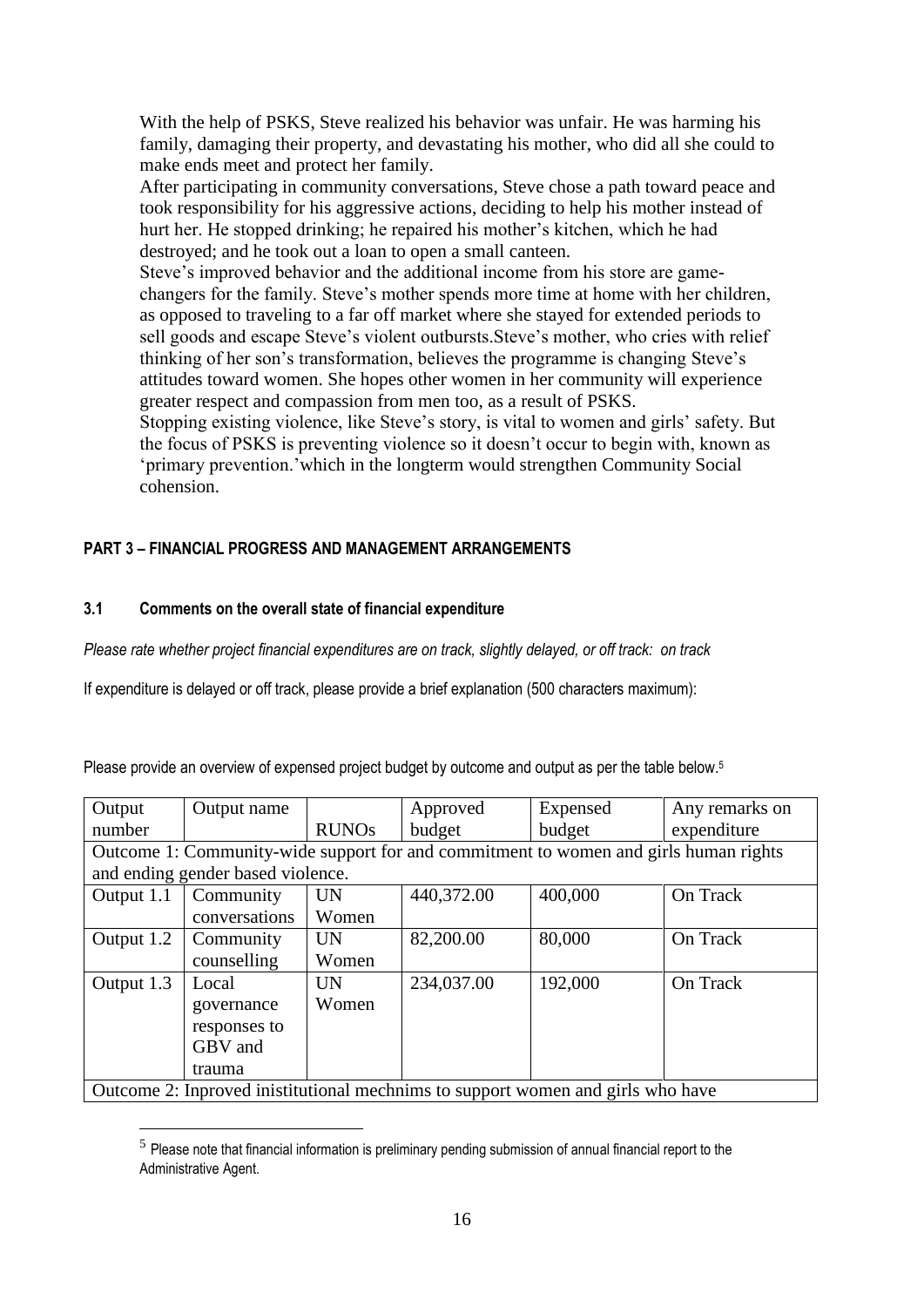With the help of PSKS, Steve realized his behavior was unfair. He was harming his family, damaging their property, and devastating his mother, who did all she could to make ends meet and protect her family.

After participating in community conversations, Steve chose a path toward peace and took responsibility for his aggressive actions, deciding to help his mother instead of hurt her. He stopped drinking; he repaired his mother's kitchen, which he had destroyed; and he took out a loan to open a small canteen.

Steve's improved behavior and the additional income from his store are game-changers for the family. Steve's mother spends more time at home with her children, as opposed to traveling to a far off market where she stayed for extended periods to sell goods and escape Steve's violent outbursts.Steve's mother, who cries with relief thinking of her son's transformation, believes the programme is changing Steve's attitudes toward women. She hopes other women in her community will experience greater respect and compassion from men too, as a result of PSKS.

Stopping existing violence, like Steve's story, is vital to women and girls' safety. But the focus of PSKS is preventing violence so it doesn't occur to begin with, known as 'primary prevention.'which in the longterm would strengthen Community Social cohension.

## PART 3 – FINANCIAL PROGRESS AND MANAGEMENT ARRANGEMENTS

### 3.1 Comments on the overall state of financial expenditure

*Please rate whether project financial expenditures are on track, slightly delayed, or off track: on track*

If expenditure is delayed or off track, please provide a brief explanation (500 characters maximum):

Please provide an overview of expensed project budget by outcome and output as per the table below.[5]

| Output number | Output name | RUNOs | Approved budget | Expensed budget | Any remarks on expenditure |
|---|---|---|---|---|---|
| Outcome 1: Community-wide support for and commitment to women and girls human rights and ending gender based violence. | | | | | |
| Output 1.1 | Community conversations | UN Women | 440,372.00 | 400,000 | On Track |
| Output 1.2 | Community counselling | UN Women | 82,200.00 | 80,000 | On Track |
| Output 1.3 | Local governance responses to GBV and trauma | UN Women | 234,037.00 | 192,000 | On Track |
| Outcome 2: Inproved inistitutional mechnims to support women and girls who have | | | | | |

[5] Please note that financial information is preliminary pending submission of annual financial report to the Administrative Agent.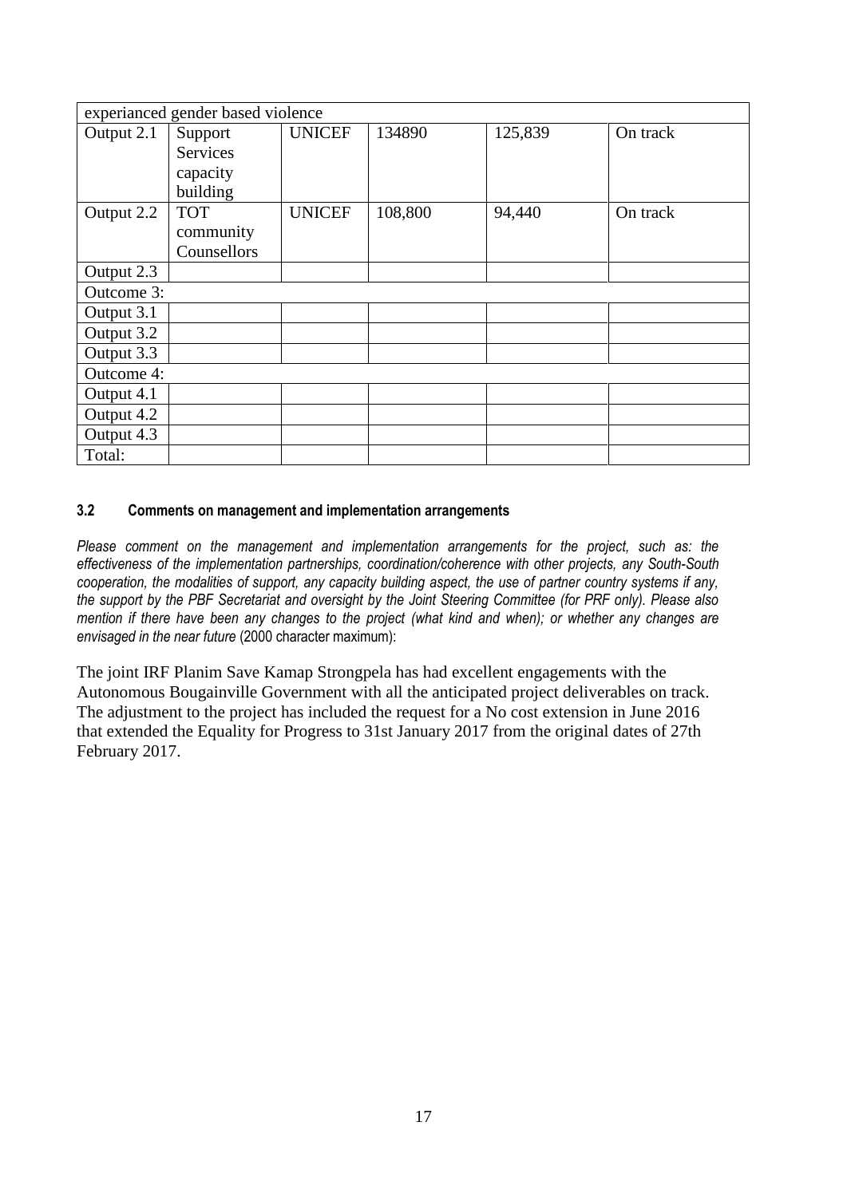| | | | | | |
|---|---|---|---|---|---|
| experianced gender based violence | | | | | |
| Output 2.1 | Support Services capacity building | UNICEF | 134890 | 125,839 | On track |
| Output 2.2 | TOT community Counsellors | UNICEF | 108,800 | 94,440 | On track |
| Output 2.3 | | | | | |
| Outcome 3: | | | | | |
| Output 3.1 | | | | | |
| Output 3.2 | | | | | |
| Output 3.3 | | | | | |
| Outcome 4: | | | | | |
| Output 4.1 | | | | | |
| Output 4.2 | | | | | |
| Output 4.3 | | | | | |
| Total: | | | | | |

### 3.2 Comments on management and implementation arrangements

*Please comment on the management and implementation arrangements for the project, such as: the effectiveness of the implementation partnerships, coordination/coherence with other projects, any South-South cooperation, the modalities of support, any capacity building aspect, the use of partner country systems if any, the support by the PBF Secretariat and oversight by the Joint Steering Committee (for PRF only). Please also mention if there have been any changes to the project (what kind and when); or whether any changes are envisaged in the near future* (2000 character maximum):

The joint IRF Planim Save Kamap Strongpela has had excellent engagements with the Autonomous Bougainville Government with all the anticipated project deliverables on track. The adjustment to the project has included the request for a No cost extension in June 2016 that extended the Equality for Progress to 31st January 2017 from the original dates of 27th February 2017.